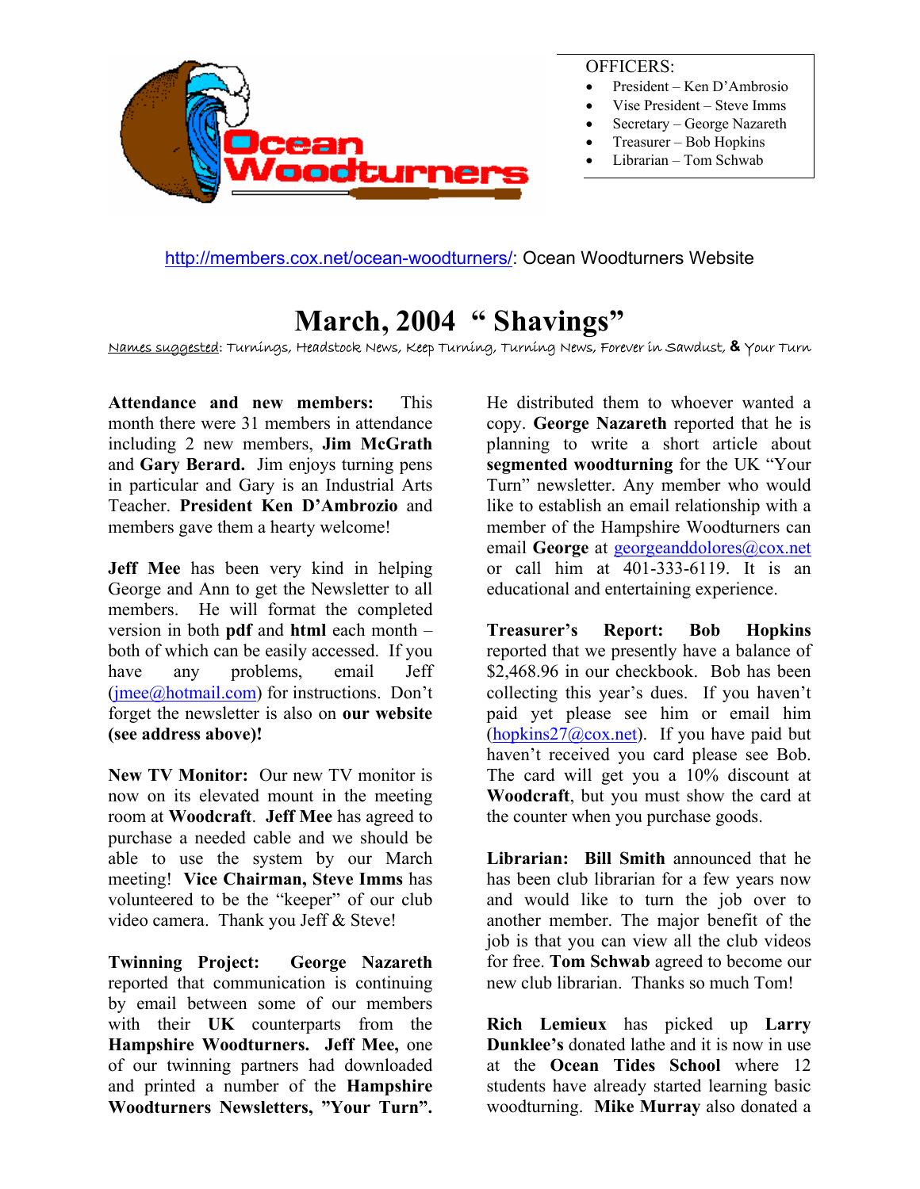Ocean Woodturners

OFFICERS:

- President – Ken D'Ambrosio
- Vise President – Steve Imms
- Secretary – George Nazareth
- Treasurer – Bob Hopkins
- Librarian – Tom Schwab

http://members.cox.net/ocean-woodturners/: Ocean Woodturners Website

# March, 2004 " Shavings"

Names suggested: Turnings, Headstock News, Keep Turning, Turning News, Forever in Sawdust, & Your Turn

**Attendance and new members:** This month there were 31 members in attendance including 2 new members, **Jim McGrath** and **Gary Berard.** Jim enjoys turning pens in particular and Gary is an Industrial Arts Teacher. **President Ken D'Ambrozio** and members gave them a hearty welcome!

**Jeff Mee** has been very kind in helping George and Ann to get the Newsletter to all members. He will format the completed version in both **pdf** and **html** each month – both of which can be easily accessed. If you have any problems, email Jeff (jmee@hotmail.com) for instructions. Don't forget the newsletter is also on **our website (see address above)!**

**New TV Monitor:** Our new TV monitor is now on its elevated mount in the meeting room at **Woodcraft**. **Jeff Mee** has agreed to purchase a needed cable and we should be able to use the system by our March meeting! **Vice Chairman, Steve Imms** has volunteered to be the "keeper" of our club video camera. Thank you Jeff & Steve!

**Twinning Project: George Nazareth** reported that communication is continuing by email between some of our members with their **UK** counterparts from the **Hampshire Woodturners. Jeff Mee,** one of our twinning partners had downloaded and printed a number of the **Hampshire Woodturners Newsletters, "Your Turn".** He distributed them to whoever wanted a copy. **George Nazareth** reported that he is planning to write a short article about **segmented woodturning** for the UK "Your Turn" newsletter. Any member who would like to establish an email relationship with a member of the Hampshire Woodturners can email **George** at georgeanddolores@cox.net or call him at 401-333-6119. It is an educational and entertaining experience.

**Treasurer's Report: Bob Hopkins** reported that we presently have a balance of $2,468.96 in our checkbook. Bob has been collecting this year's dues. If you haven't paid yet please see him or email him (hopkins27@cox.net). If you have paid but haven't received you card please see Bob. The card will get you a 10% discount at **Woodcraft**, but you must show the card at the counter when you purchase goods.

**Librarian: Bill Smith** announced that he has been club librarian for a few years now and would like to turn the job over to another member. The major benefit of the job is that you can view all the club videos for free. **Tom Schwab** agreed to become our new club librarian. Thanks so much Tom!

**Rich Lemieux** has picked up **Larry Dunklee's** donated lathe and it is now in use at the **Ocean Tides School** where 12 students have already started learning basic woodturning. **Mike Murray** also donated a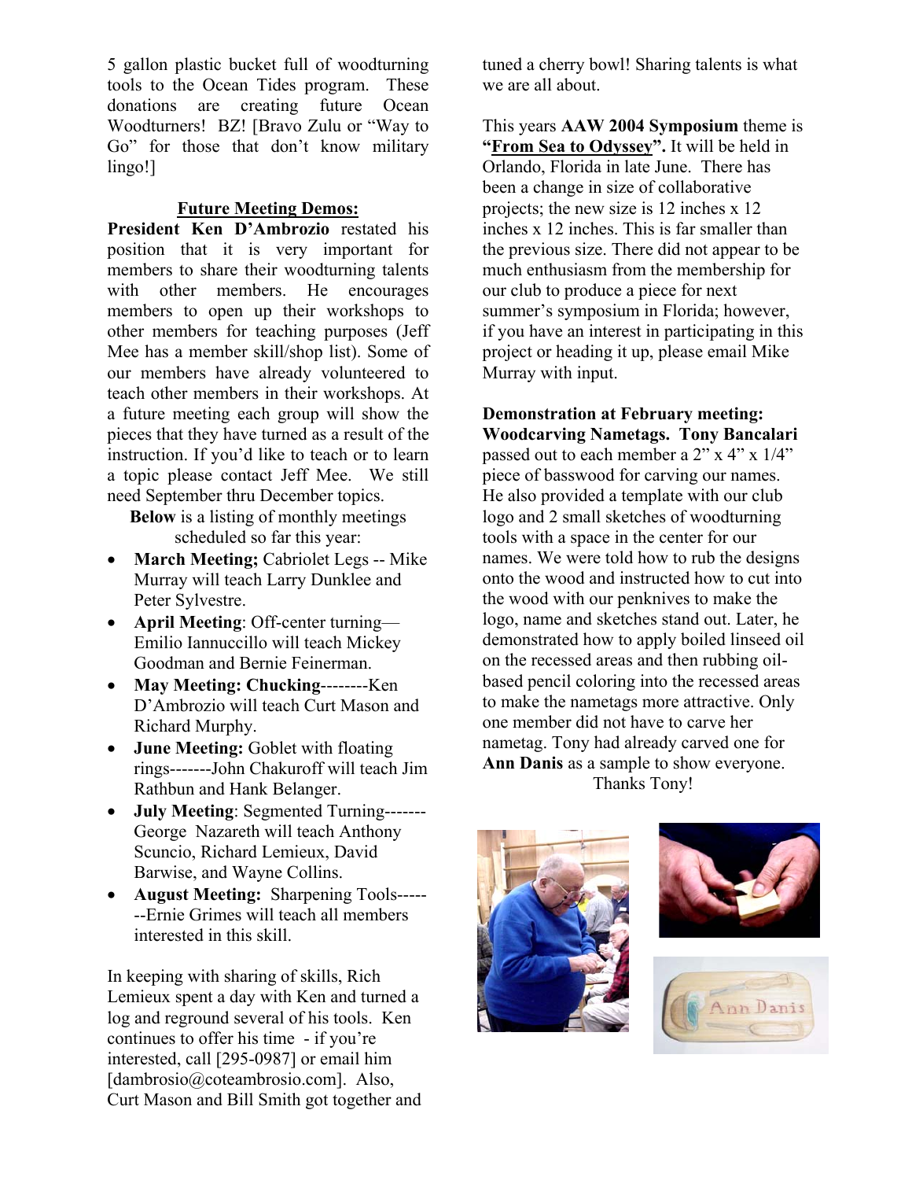5 gallon plastic bucket full of woodturning tools to the Ocean Tides program. These donations are creating future Ocean Woodturners! BZ! [Bravo Zulu or "Way to Go" for those that don't know military lingo!]

## Future Meeting Demos:

**President Ken D'Ambrozio** restated his position that it is very important for members to share their woodturning talents with other members. He encourages members to open up their workshops to other members for teaching purposes (Jeff Mee has a member skill/shop list). Some of our members have already volunteered to teach other members in their workshops. At a future meeting each group will show the pieces that they have turned as a result of the instruction. If you'd like to teach or to learn a topic please contact Jeff Mee. We still need September thru December topics.

**Below** is a listing of monthly meetings scheduled so far this year:

- **March Meeting;** Cabriolet Legs -- Mike Murray will teach Larry Dunklee and Peter Sylvestre.
- **April Meeting**: Off-center turning—Emilio Iannuccillo will teach Mickey Goodman and Bernie Feinerman.
- **May Meeting: Chucking**--------Ken D'Ambrozio will teach Curt Mason and Richard Murphy.
- **June Meeting:** Goblet with floating rings-------John Chakuroff will teach Jim Rathbun and Hank Belanger.
- **July Meeting**: Segmented Turning-------George Nazareth will teach Anthony Scuncio, Richard Lemieux, David Barwise, and Wayne Collins.
- **August Meeting:** Sharpening Tools-------Ernie Grimes will teach all members interested in this skill.

In keeping with sharing of skills, Rich Lemieux spent a day with Ken and turned a log and reground several of his tools. Ken continues to offer his time - if you're interested, call [295-0987] or email him [dambrosio@coteambrosio.com]. Also, Curt Mason and Bill Smith got together and tuned a cherry bowl! Sharing talents is what we are all about.

This years **AAW 2004 Symposium** theme is **"From Sea to Odyssey".** It will be held in Orlando, Florida in late June. There has been a change in size of collaborative projects; the new size is 12 inches x 12 inches x 12 inches. This is far smaller than the previous size. There did not appear to be much enthusiasm from the membership for our club to produce a piece for next summer's symposium in Florida; however, if you have an interest in participating in this project or heading it up, please email Mike Murray with input.

**Demonstration at February meeting: Woodcarving Nametags. Tony Bancalari** passed out to each member a 2" x 4" x 1/4" piece of basswood for carving our names. He also provided a template with our club logo and 2 small sketches of woodturning tools with a space in the center for our names. We were told how to rub the designs onto the wood and instructed how to cut into the wood with our penknives to make the logo, name and sketches stand out. Later, he demonstrated how to apply boiled linseed oil on the recessed areas and then rubbing oil-based pencil coloring into the recessed areas to make the nametags more attractive. Only one member did not have to carve her nametag. Tony had already carved one for **Ann Danis** as a sample to show everyone. Thanks Tony!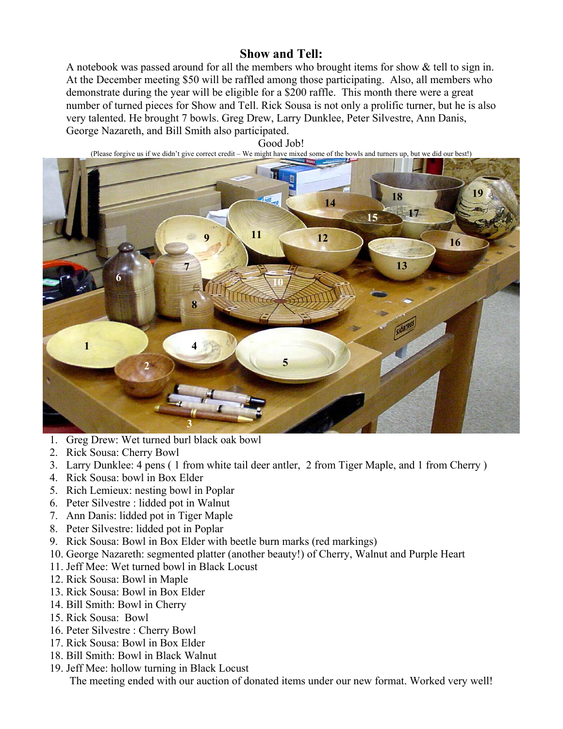## Show and Tell:

A notebook was passed around for all the members who brought items for show & tell to sign in. At the December meeting $50 will be raffled among those participating. Also, all members who demonstrate during the year will be eligible for a $200 raffle. This month there were a great number of turned pieces for Show and Tell. Rick Sousa is not only a prolific turner, but he is also very talented. He brought 7 bowls. Greg Drew, Larry Dunklee, Peter Silvestre, Ann Danis, George Nazareth, and Bill Smith also participated.

Good Job!

(Please forgive us if we didn't give correct credit – We might have mixed some of the bowls and turners up, but we did our best!)

1. Greg Drew: Wet turned burl black oak bowl
2. Rick Sousa: Cherry Bowl
3. Larry Dunklee: 4 pens ( 1 from white tail deer antler, 2 from Tiger Maple, and 1 from Cherry )
4. Rick Sousa: bowl in Box Elder
5. Rich Lemieux: nesting bowl in Poplar
6. Peter Silvestre : lidded pot in Walnut
7. Ann Danis: lidded pot in Tiger Maple
8. Peter Silvestre: lidded pot in Poplar
9. Rick Sousa: Bowl in Box Elder with beetle burn marks (red markings)
10. George Nazareth: segmented platter (another beauty!) of Cherry, Walnut and Purple Heart
11. Jeff Mee: Wet turned bowl in Black Locust
12. Rick Sousa: Bowl in Maple
13. Rick Sousa: Bowl in Box Elder
14. Bill Smith: Bowl in Cherry
15. Rick Sousa: Bowl
16. Peter Silvestre : Cherry Bowl
17. Rick Sousa: Bowl in Box Elder
18. Bill Smith: Bowl in Black Walnut
19. Jeff Mee: hollow turning in Black Locust

The meeting ended with our auction of donated items under our new format. Worked very well!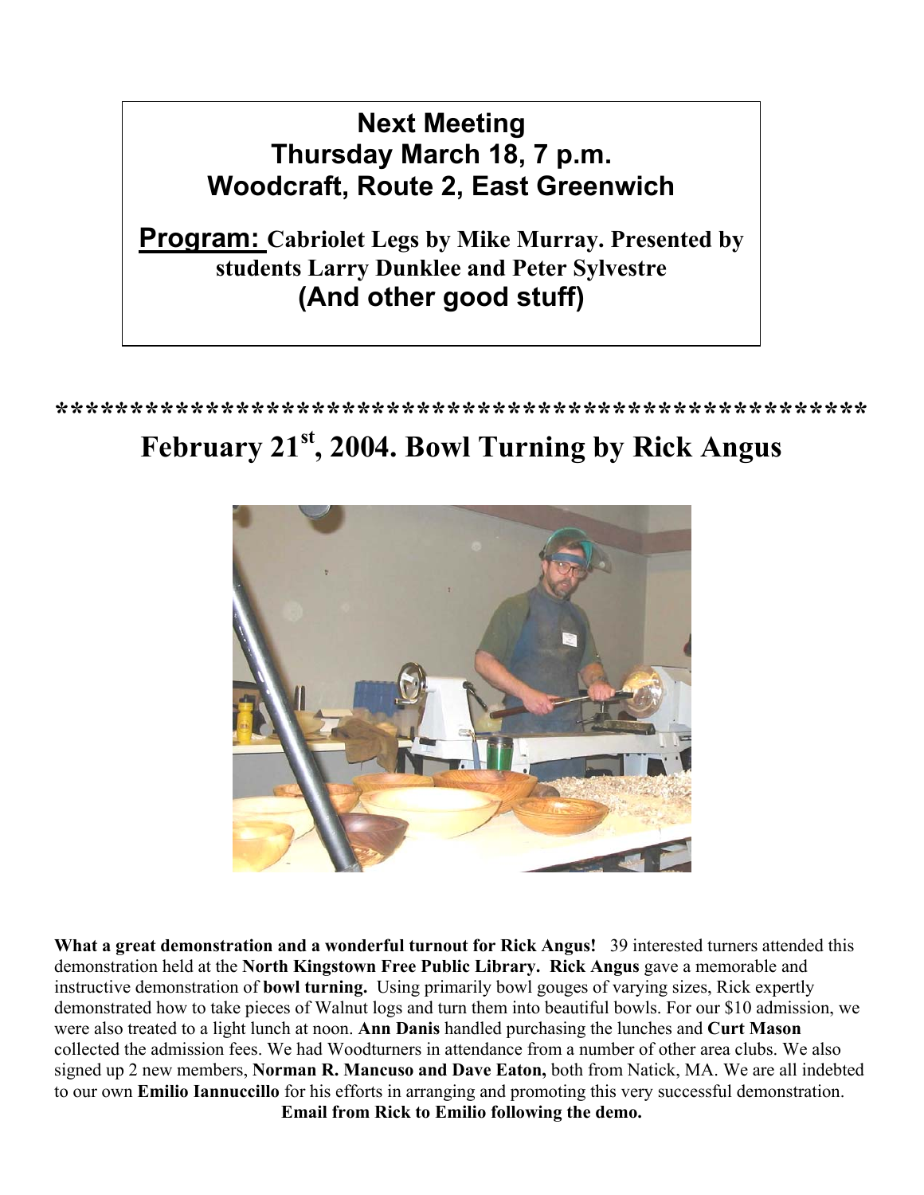**Next Meeting**
**Thursday March 18, 7 p.m.**
**Woodcraft, Route 2, East Greenwich**

**Program:** **Cabriolet Legs by Mike Murray. Presented by students Larry Dunklee and Peter Sylvestre**
**(And other good stuff)**

*******************************************************

# February 21st, 2004. Bowl Turning by Rick Angus

**What a great demonstration and a wonderful turnout for Rick Angus!** 39 interested turners attended this demonstration held at the **North Kingstown Free Public Library.** **Rick Angus** gave a memorable and instructive demonstration of **bowl turning.** Using primarily bowl gouges of varying sizes, Rick expertly demonstrated how to take pieces of Walnut logs and turn them into beautiful bowls. For our $10 admission, we were also treated to a light lunch at noon. **Ann Danis** handled purchasing the lunches and **Curt Mason** collected the admission fees. We had Woodturners in attendance from a number of other area clubs. We also signed up 2 new members, **Norman R. Mancuso and Dave Eaton,** both from Natick, MA. We are all indebted to our own **Emilio Iannuccillo** for his efforts in arranging and promoting this very successful demonstration.

**Email from Rick to Emilio following the demo.**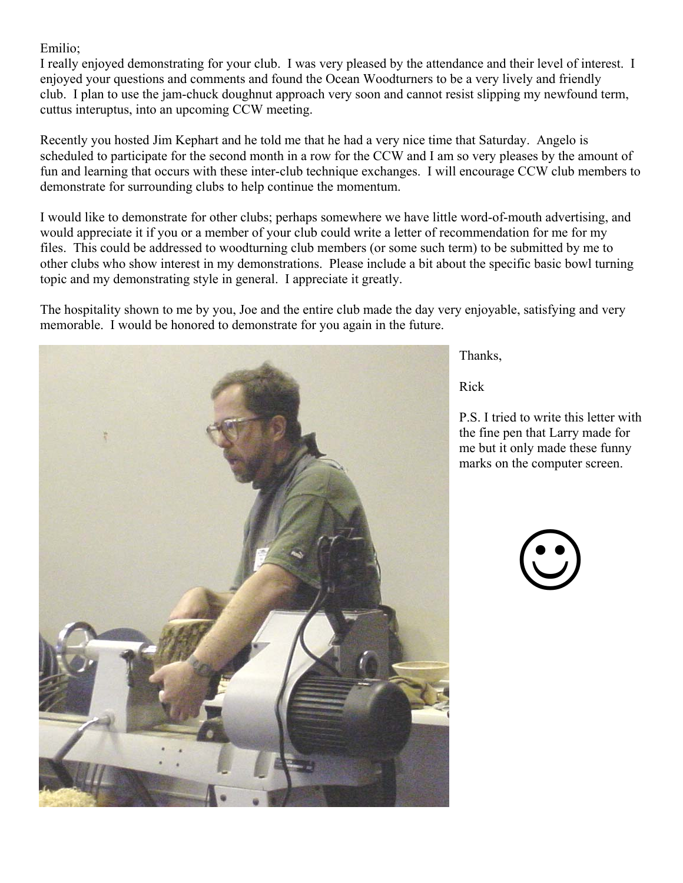Emilio;

I really enjoyed demonstrating for your club. I was very pleased by the attendance and their level of interest. I enjoyed your questions and comments and found the Ocean Woodturners to be a very lively and friendly club. I plan to use the jam-chuck doughnut approach very soon and cannot resist slipping my newfound term, cuttus interuptus, into an upcoming CCW meeting.

Recently you hosted Jim Kephart and he told me that he had a very nice time that Saturday. Angelo is scheduled to participate for the second month in a row for the CCW and I am so very pleases by the amount of fun and learning that occurs with these inter-club technique exchanges. I will encourage CCW club members to demonstrate for surrounding clubs to help continue the momentum.

I would like to demonstrate for other clubs; perhaps somewhere we have little word-of-mouth advertising, and would appreciate it if you or a member of your club could write a letter of recommendation for me for my files. This could be addressed to woodturning club members (or some such term) to be submitted by me to other clubs who show interest in my demonstrations. Please include a bit about the specific basic bowl turning topic and my demonstrating style in general. I appreciate it greatly.

The hospitality shown to me by you, Joe and the entire club made the day very enjoyable, satisfying and very memorable. I would be honored to demonstrate for you again in the future.

Thanks,

Rick

P.S. I tried to write this letter with the fine pen that Larry made for me but it only made these funny marks on the computer screen.

☺